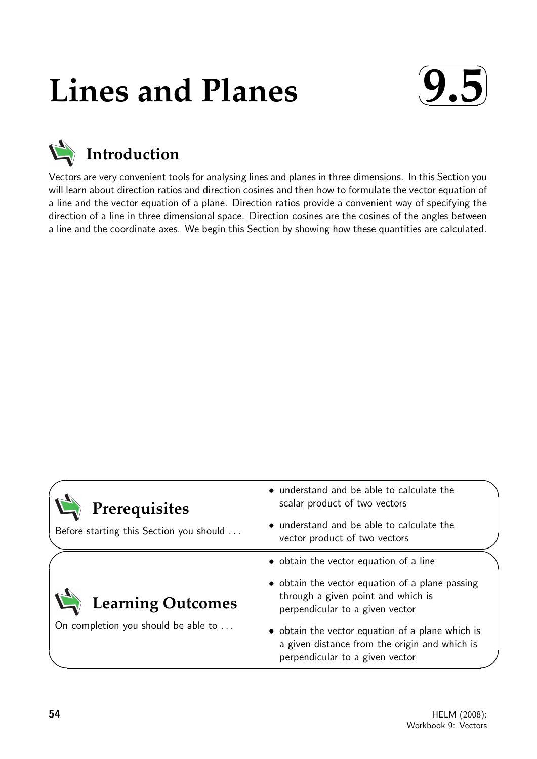# Lines and Planes

## 9.5

## Introduction

Vectors are very convenient tools for analysing lines and planes in three dimensions. In this Section you will learn about direction ratios and direction cosines and then how to formulate the vector equation of a line and the vector equation of a plane. Direction ratios provide a convenient way of specifying the direction of a line in three dimensional space. Direction cosines are the cosines of the angles between a line and the coordinate axes. We begin this Section by showing how these quantities are calculated.

## Prerequisites

Before starting this Section you should ...

- understand and be able to calculate the scalar product of two vectors
- understand and be able to calculate the vector product of two vectors

## Learning Outcomes

On completion you should be able to ...

- obtain the vector equation of a line
- obtain the vector equation of a plane passing through a given point and which is perpendicular to a given vector
- obtain the vector equation of a plane which is a given distance from the origin and which is perpendicular to a given vector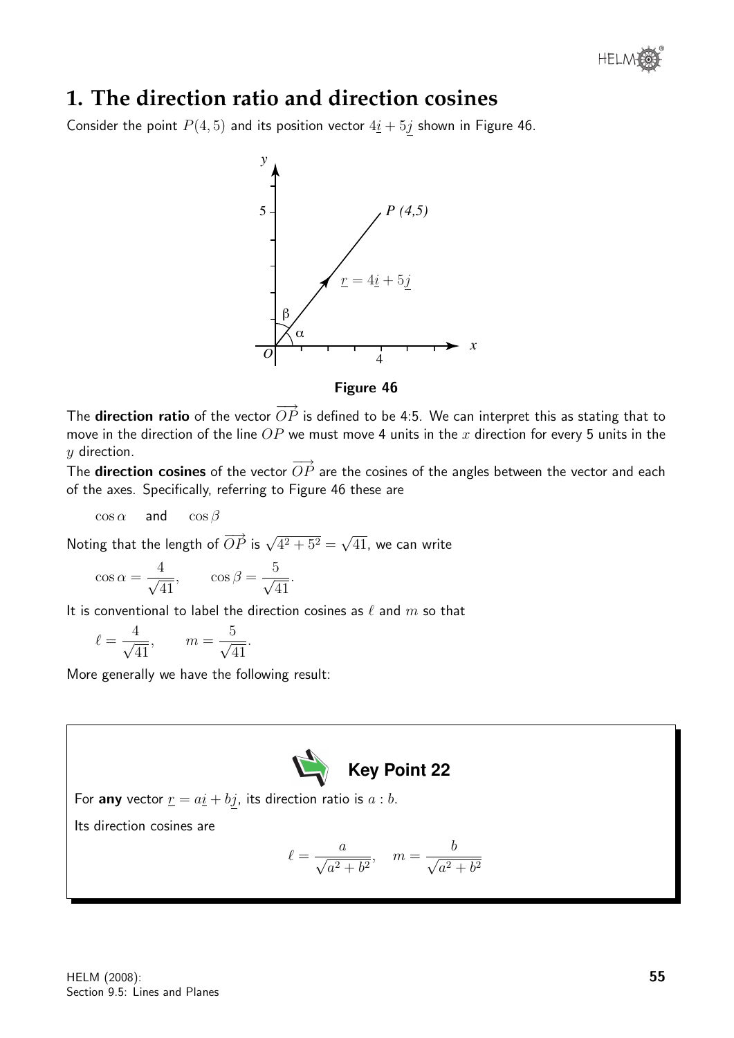## 1. The direction ratio and direction cosines

Consider the point $P(4, 5)$ and its position vector $4\underline{i} + 5\underline{j}$ shown in Figure 46.

**Figure 46**

The **direction ratio** of the vector $\overrightarrow{OP}$ is defined to be 4:5. We can interpret this as stating that to move in the direction of the line $OP$ we must move 4 units in the $x$ direction for every 5 units in the $y$ direction.

The **direction cosines** of the vector $\overrightarrow{OP}$ are the cosines of the angles between the vector and each of the axes. Specifically, referring to Figure 46 these are

$$\cos\alpha \quad \text{and} \quad \cos\beta$$

Noting that the length of $\overrightarrow{OP}$ is $\sqrt{4^2 + 5^2} = \sqrt{41}$, we can write

$$\cos\alpha = \frac{4}{\sqrt{41}}, \qquad \cos\beta = \frac{5}{\sqrt{41}}.$$

It is conventional to label the direction cosines as $\ell$ and $m$ so that

$$\ell = \frac{4}{\sqrt{41}}, \qquad m = \frac{5}{\sqrt{41}}.$$

More generally we have the following result:

**Key Point 22**

For **any** vector $\underline{r} = a\underline{i} + b\underline{j}$, its direction ratio is $a : b$.

Its direction cosines are

$$\ell = \frac{a}{\sqrt{a^2 + b^2}}, \quad m = \frac{b}{\sqrt{a^2 + b^2}}$$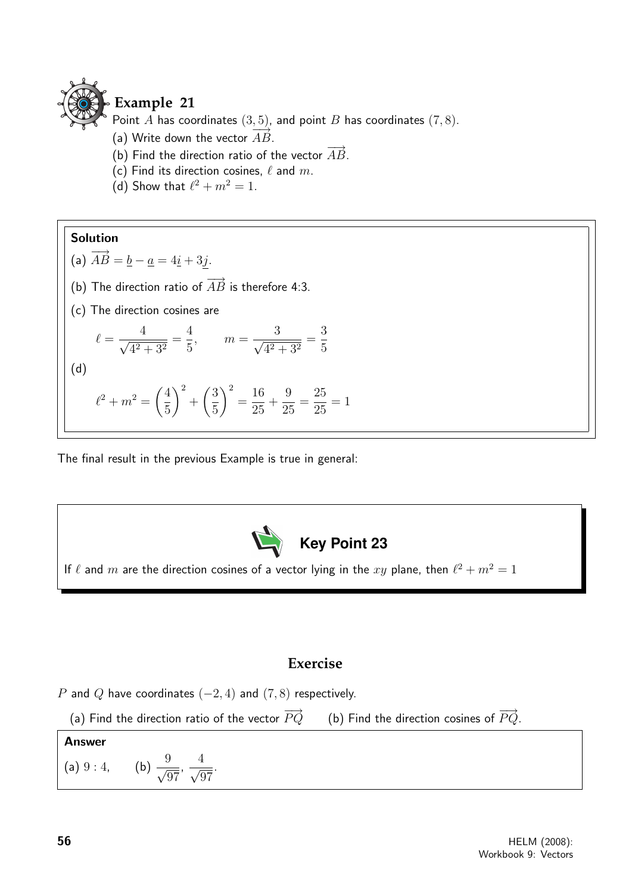## Example 21

Point $A$ has coordinates $(3, 5)$, and point $B$ has coordinates $(7, 8)$.

(a) Write down the vector $\overrightarrow{AB}$.

(b) Find the direction ratio of the vector $\overrightarrow{AB}$.

(c) Find its direction cosines, $\ell$ and $m$.

(d) Show that $\ell^2 + m^2 = 1$.

**Solution**

(a) $\overrightarrow{AB} = \underline{b} - \underline{a} = 4\underline{i} + 3\underline{j}$.

(b) The direction ratio of $\overrightarrow{AB}$ is therefore 4:3.

(c) The direction cosines are

$$\ell = \frac{4}{\sqrt{4^2 + 3^2}} = \frac{4}{5}, \qquad m = \frac{3}{\sqrt{4^2 + 3^2}} = \frac{3}{5}$$

(d)

$$\ell^2 + m^2 = \left(\frac{4}{5}\right)^2 + \left(\frac{3}{5}\right)^2 = \frac{16}{25} + \frac{9}{25} = \frac{25}{25} = 1$$

The final result in the previous Example is true in general:

**Key Point 23**

If $\ell$ and $m$ are the direction cosines of a vector lying in the $xy$ plane, then $\ell^2 + m^2 = 1$

## Exercise

$P$ and $Q$ have coordinates $(-2, 4)$ and $(7, 8)$ respectively.

(a) Find the direction ratio of the vector $\overrightarrow{PQ}$ (b) Find the direction cosines of $\overrightarrow{PQ}$.

**Answer**

(a) $9 : 4$, (b) $\dfrac{9}{\sqrt{97}}, \dfrac{4}{\sqrt{97}}$.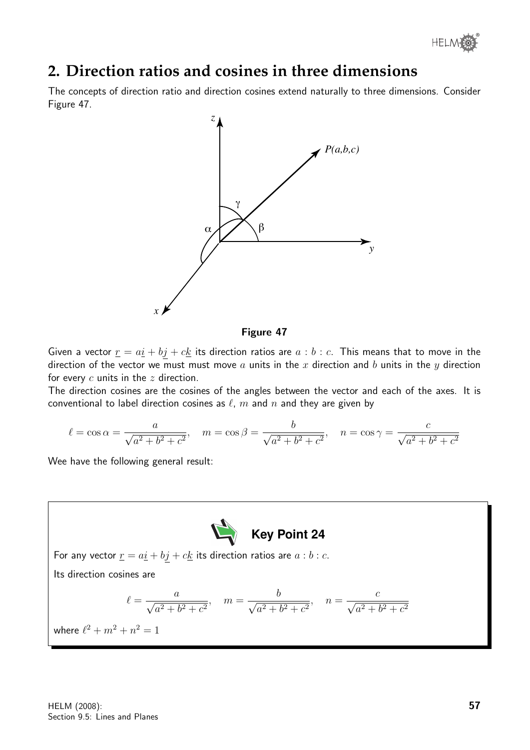## 2. Direction ratios and cosines in three dimensions

The concepts of direction ratio and direction cosines extend naturally to three dimensions. Consider Figure 47.

**Figure 47**

Given a vector $\underline{r} = a\underline{i} + b\underline{j} + c\underline{k}$ its direction ratios are $a : b : c$. This means that to move in the direction of the vector we must must move $a$ units in the $x$ direction and $b$ units in the $y$ direction for every $c$ units in the $z$ direction.

The direction cosines are the cosines of the angles between the vector and each of the axes. It is conventional to label direction cosines as $\ell$, $m$ and $n$ and they are given by

$$\ell = \cos\alpha = \frac{a}{\sqrt{a^2 + b^2 + c^2}}, \quad m = \cos\beta = \frac{b}{\sqrt{a^2 + b^2 + c^2}}, \quad n = \cos\gamma = \frac{c}{\sqrt{a^2 + b^2 + c^2}}$$

Wee have the following general result:

**Key Point 24**

For any vector $\underline{r} = a\underline{i} + b\underline{j} + c\underline{k}$ its direction ratios are $a : b : c$.

Its direction cosines are

$$\ell = \frac{a}{\sqrt{a^2 + b^2 + c^2}}, \quad m = \frac{b}{\sqrt{a^2 + b^2 + c^2}}, \quad n = \frac{c}{\sqrt{a^2 + b^2 + c^2}}$$

where $\ell^2 + m^2 + n^2 = 1$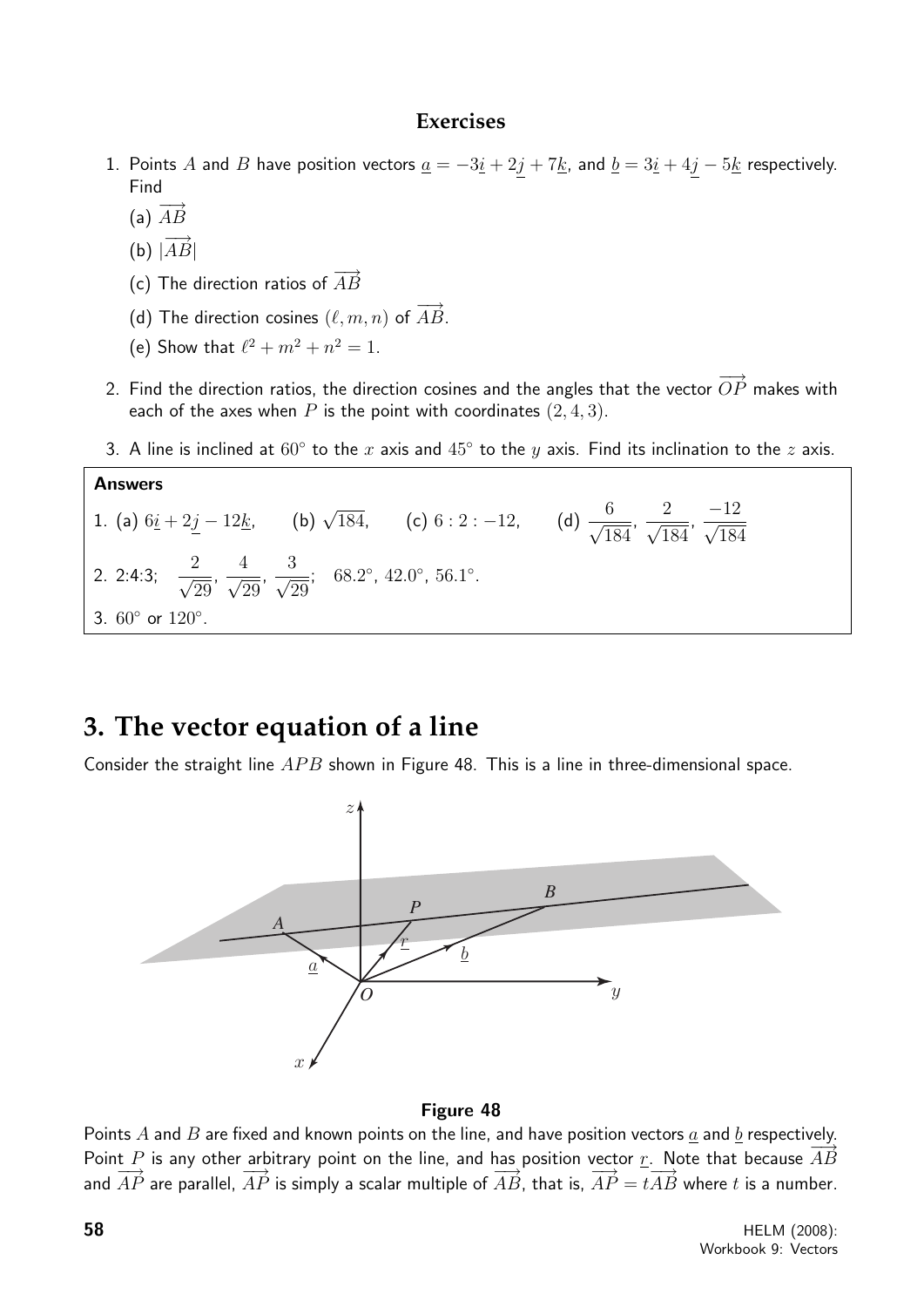### Exercises

1. Points $A$ and $B$ have position vectors $\underline{a} = -3\underline{i} + 2\underline{j} + 7\underline{k}$, and $\underline{b} = 3\underline{i} + 4\underline{j} - 5\underline{k}$ respectively. Find
   (a) $\overrightarrow{AB}$
   (b) $|\overrightarrow{AB}|$
   (c) The direction ratios of $\overrightarrow{AB}$
   (d) The direction cosines $(\ell, m, n)$ of $\overrightarrow{AB}$.
   (e) Show that $\ell^2 + m^2 + n^2 = 1$.
2. Find the direction ratios, the direction cosines and the angles that the vector $\overrightarrow{OP}$ makes with each of the axes when $P$ is the point with coordinates $(2, 4, 3)$.
3. A line is inclined at $60°$ to the $x$ axis and $45°$ to the $y$ axis. Find its inclination to the $z$ axis.

**Answers**

1. (a) $6\underline{i} + 2\underline{j} - 12\underline{k}$, (b) $\sqrt{184}$, (c) $6 : 2 : -12$, (d) $\dfrac{6}{\sqrt{184}}, \dfrac{2}{\sqrt{184}}, \dfrac{-12}{\sqrt{184}}$
2. 2:4:3; $\dfrac{2}{\sqrt{29}}, \dfrac{4}{\sqrt{29}}, \dfrac{3}{\sqrt{29}}$; $68.2°$, $42.0°$, $56.1°$.
3. $60°$ or $120°$.

## 3. The vector equation of a line

Consider the straight line $APB$ shown in Figure 48. This is a line in three-dimensional space.

**Figure 48**

Points $A$ and $B$ are fixed and known points on the line, and have position vectors $\underline{a}$ and $\underline{b}$ respectively. Point $P$ is any other arbitrary point on the line, and has position vector $\underline{r}$. Note that because $\overrightarrow{AB}$ and $\overrightarrow{AP}$ are parallel, $\overrightarrow{AP}$ is simply a scalar multiple of $\overrightarrow{AB}$, that is, $\overrightarrow{AP} = t\overrightarrow{AB}$ where $t$ is a number.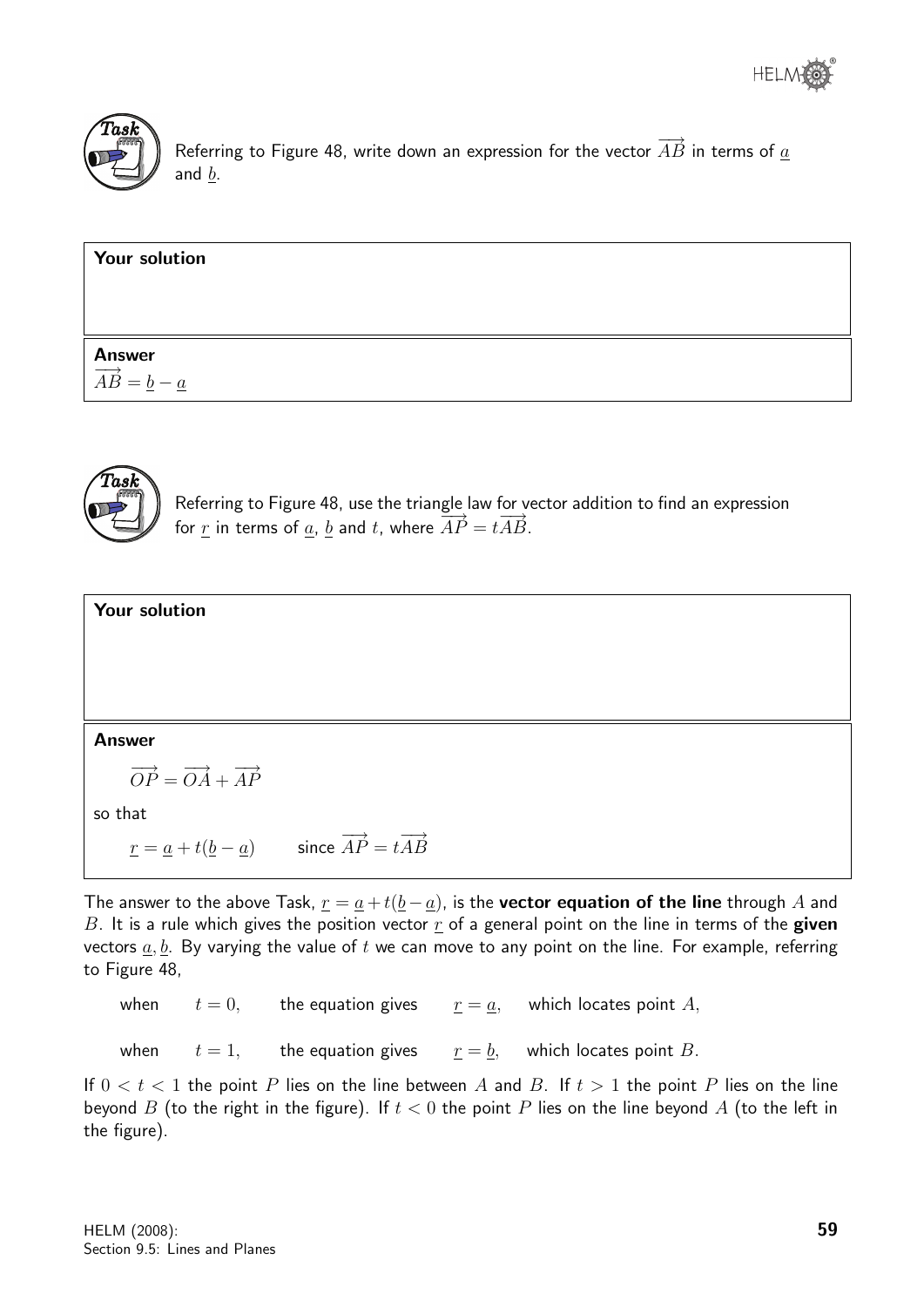**Task**

Referring to Figure 48, write down an expression for the vector $\overrightarrow{AB}$ in terms of $\underline{a}$ and $\underline{b}$.

**Your solution**

**Answer**

$\overrightarrow{AB} = \underline{b} - \underline{a}$

**Task**

Referring to Figure 48, use the triangle law for vector addition to find an expression for $\underline{r}$ in terms of $\underline{a}$, $\underline{b}$ and $t$, where $\overrightarrow{AP} = t\overrightarrow{AB}$.

**Your solution**

**Answer**

$$\overrightarrow{OP} = \overrightarrow{OA} + \overrightarrow{AP}$$

so that

$$\underline{r} = \underline{a} + t(\underline{b} - \underline{a}) \qquad \text{since } \overrightarrow{AP} = t\overrightarrow{AB}$$

The answer to the above Task, $\underline{r} = \underline{a} + t(\underline{b} - \underline{a})$, is the **vector equation of the line** through $A$ and $B$. It is a rule which gives the position vector $\underline{r}$ of a general point on the line in terms of the **given** vectors $\underline{a}, \underline{b}$. By varying the value of $t$ we can move to any point on the line. For example, referring to Figure 48,

when $\quad t = 0, \quad$ the equation gives $\quad \underline{r} = \underline{a}, \quad$ which locates point $A$,

when $\quad t = 1, \quad$ the equation gives $\quad \underline{r} = \underline{b}, \quad$ which locates point $B$.

If $0 < t < 1$ the point $P$ lies on the line between $A$ and $B$. If $t > 1$ the point $P$ lies on the line beyond $B$ (to the right in the figure). If $t < 0$ the point $P$ lies on the line beyond $A$ (to the left in the figure).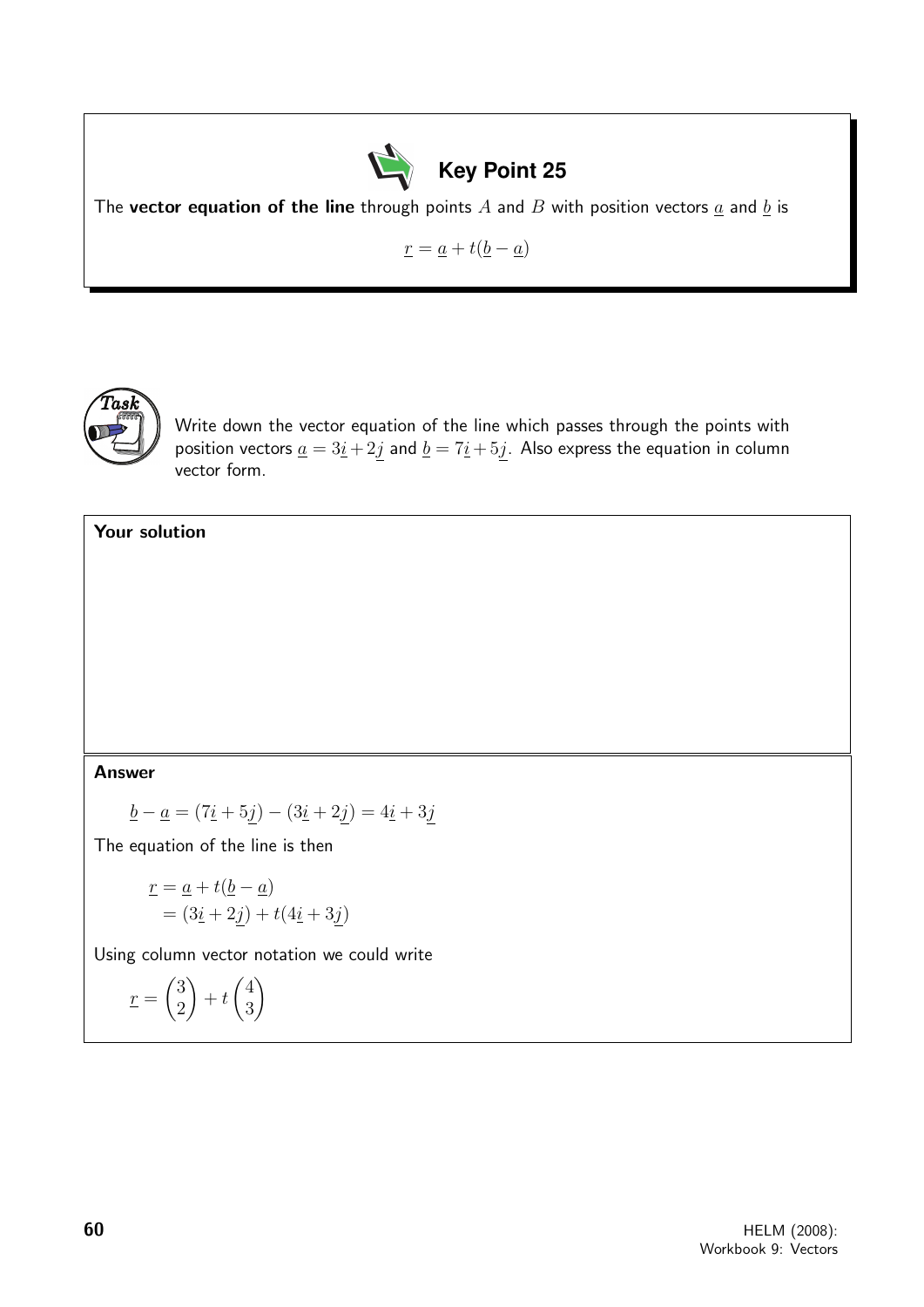**Key Point 25**

The **vector equation of the line** through points $A$ and $B$ with position vectors $\underline{a}$ and $\underline{b}$ is

$$\underline{r} = \underline{a} + t(\underline{b} - \underline{a})$$

**Task**

Write down the vector equation of the line which passes through the points with position vectors $\underline{a} = 3\underline{i} + 2\underline{j}$ and $\underline{b} = 7\underline{i} + 5\underline{j}$. Also express the equation in column vector form.

**Your solution**

**Answer**

$$\underline{b} - \underline{a} = (7\underline{i} + 5\underline{j}) - (3\underline{i} + 2\underline{j}) = 4\underline{i} + 3\underline{j}$$

The equation of the line is then

$$\begin{aligned} \underline{r} &= \underline{a} + t(\underline{b} - \underline{a}) \\ &= (3\underline{i} + 2\underline{j}) + t(4\underline{i} + 3\underline{j}) \end{aligned}$$

Using column vector notation we could write

$$\underline{r} = \begin{pmatrix} 3 \\ 2 \end{pmatrix} + t \begin{pmatrix} 4 \\ 3 \end{pmatrix}$$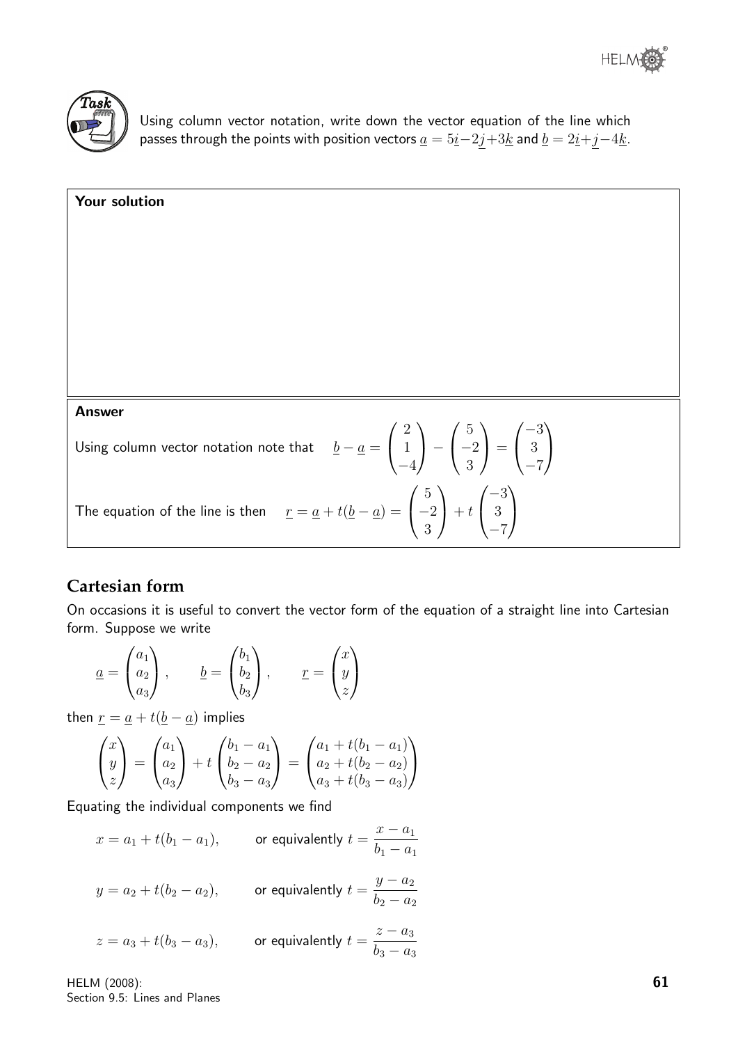**Task**

Using column vector notation, write down the vector equation of the line which passes through the points with position vectors $\underline{a} = 5\underline{i} - 2\underline{j} + 3\underline{k}$ and $\underline{b} = 2\underline{i} + \underline{j} - 4\underline{k}$.

**Your solution**

**Answer**

Using column vector notation note that $\quad \underline{b} - \underline{a} = \begin{pmatrix} 2 \\ 1 \\ -4 \end{pmatrix} - \begin{pmatrix} 5 \\ -2 \\ 3 \end{pmatrix} = \begin{pmatrix} -3 \\ 3 \\ -7 \end{pmatrix}$

The equation of the line is then $\quad \underline{r} = \underline{a} + t(\underline{b} - \underline{a}) = \begin{pmatrix} 5 \\ -2 \\ 3 \end{pmatrix} + t \begin{pmatrix} -3 \\ 3 \\ -7 \end{pmatrix}$

## Cartesian form

On occasions it is useful to convert the vector form of the equation of a straight line into Cartesian form. Suppose we write

$$\underline{a} = \begin{pmatrix} a_1 \\ a_2 \\ a_3 \end{pmatrix}, \qquad \underline{b} = \begin{pmatrix} b_1 \\ b_2 \\ b_3 \end{pmatrix}, \qquad \underline{r} = \begin{pmatrix} x \\ y \\ z \end{pmatrix}$$

then $\underline{r} = \underline{a} + t(\underline{b} - \underline{a})$ implies

$$\begin{pmatrix} x \\ y \\ z \end{pmatrix} = \begin{pmatrix} a_1 \\ a_2 \\ a_3 \end{pmatrix} + t \begin{pmatrix} b_1 - a_1 \\ b_2 - a_2 \\ b_3 - a_3 \end{pmatrix} = \begin{pmatrix} a_1 + t(b_1 - a_1) \\ a_2 + t(b_2 - a_2) \\ a_3 + t(b_3 - a_3) \end{pmatrix}$$

Equating the individual components we find

$$x = a_1 + t(b_1 - a_1), \qquad \text{or equivalently } t = \frac{x - a_1}{b_1 - a_1}$$

$$y = a_2 + t(b_2 - a_2), \qquad \text{or equivalently } t = \frac{y - a_2}{b_2 - a_2}$$

$$z = a_3 + t(b_3 - a_3), \qquad \text{or equivalently } t = \frac{z - a_3}{b_3 - a_3}$$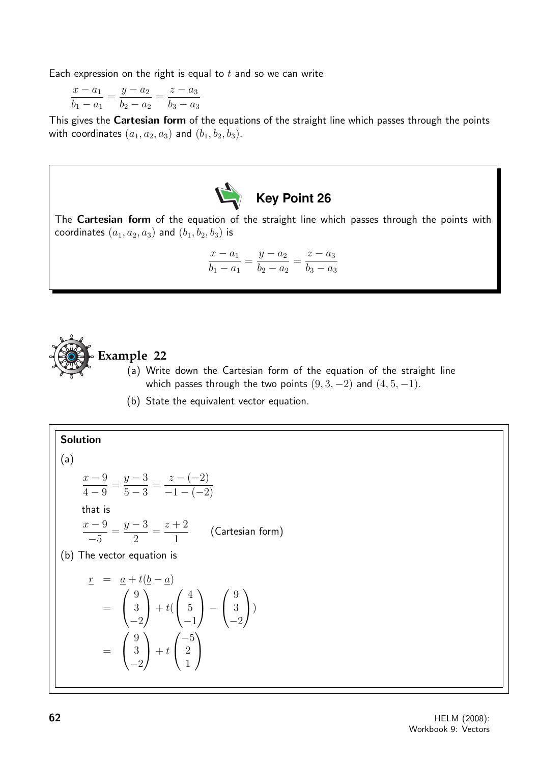Each expression on the right is equal to $t$ and so we can write

$$\frac{x-a_1}{b_1-a_1}=\frac{y-a_2}{b_2-a_2}=\frac{z-a_3}{b_3-a_3}$$

This gives the **Cartesian form** of the equations of the straight line which passes through the points with coordinates $(a_1,a_2,a_3)$ and $(b_1,b_2,b_3)$.

### Key Point 26

The **Cartesian form** of the equation of the straight line which passes through the points with coordinates $(a_1,a_2,a_3)$ and $(b_1,b_2,b_3)$ is

$$\frac{x-a_1}{b_1-a_1}=\frac{y-a_2}{b_2-a_2}=\frac{z-a_3}{b_3-a_3}$$

## Example 22

(a) Write down the Cartesian form of the equation of the straight line which passes through the two points $(9,3,-2)$ and $(4,5,-1)$.

(b) State the equivalent vector equation.

**Solution**

(a)

$$\frac{x-9}{4-9}=\frac{y-3}{5-3}=\frac{z-(-2)}{-1-(-2)}$$

that is

$$\frac{x-9}{-5}=\frac{y-3}{2}=\frac{z+2}{1} \qquad \text{(Cartesian form)}$$

(b) The vector equation is

$$\begin{aligned}
\underline{r} &= \underline{a}+t(\underline{b}-\underline{a}) \\
&= \begin{pmatrix} 9 \\ 3 \\ -2 \end{pmatrix} + t\left(\begin{pmatrix} 4 \\ 5 \\ -1 \end{pmatrix} - \begin{pmatrix} 9 \\ 3 \\ -2 \end{pmatrix}\right) \\
&= \begin{pmatrix} 9 \\ 3 \\ -2 \end{pmatrix} + t\begin{pmatrix} -5 \\ 2 \\ 1 \end{pmatrix}
\end{aligned}$$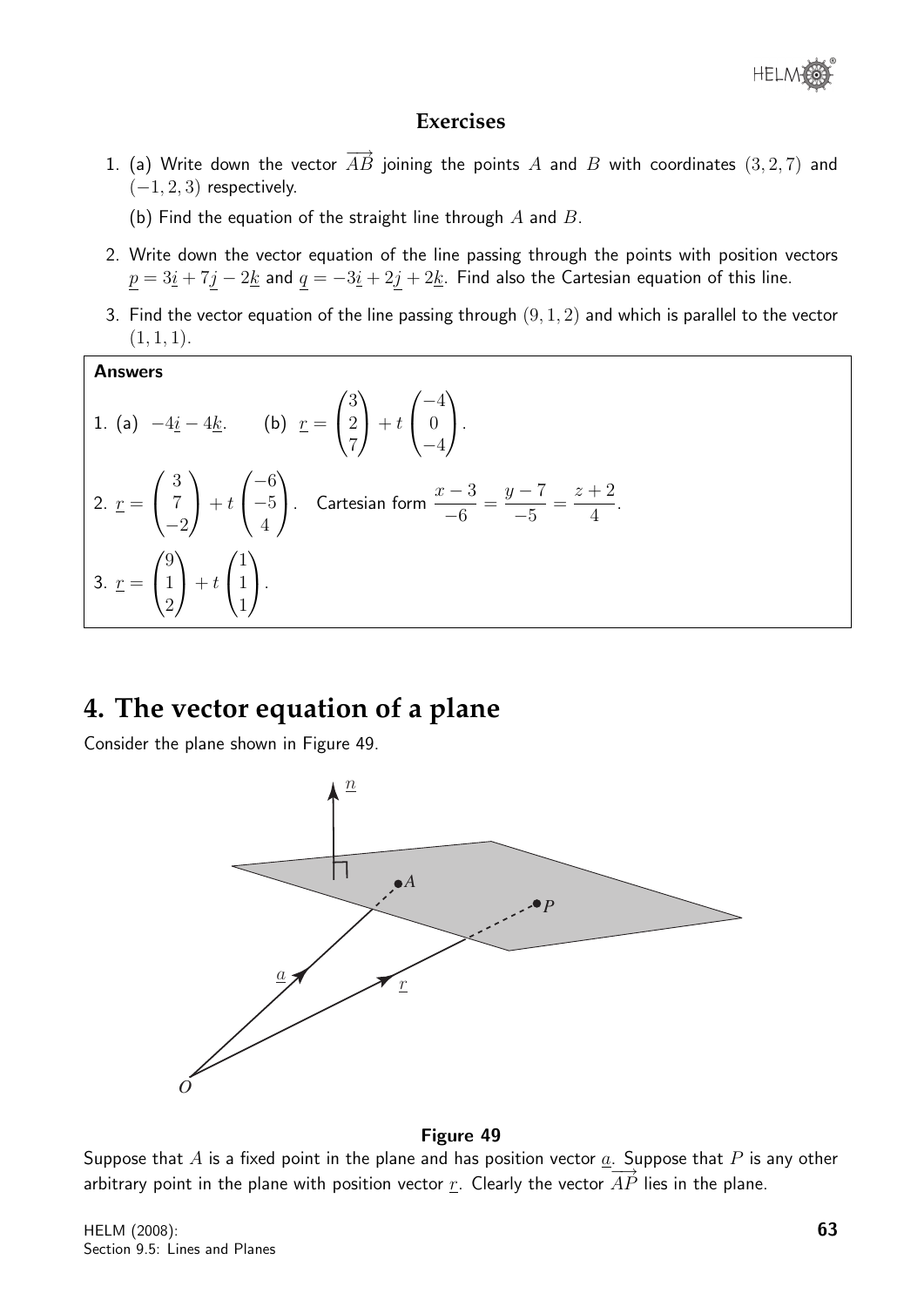### Exercises

1. (a) Write down the vector $\overrightarrow{AB}$ joining the points $A$ and $B$ with coordinates $(3, 2, 7)$ and $(-1, 2, 3)$ respectively.

   (b) Find the equation of the straight line through $A$ and $B$.

2. Write down the vector equation of the line passing through the points with position vectors $\underline{p} = 3\underline{i} + 7\underline{j} - 2\underline{k}$ and $\underline{q} = -3\underline{i} + 2\underline{j} + 2\underline{k}$. Find also the Cartesian equation of this line.

3. Find the vector equation of the line passing through $(9, 1, 2)$ and which is parallel to the vector $(1, 1, 1)$.

**Answers**

1. (a) $-4\underline{i} - 4\underline{k}$. (b) $\underline{r} = \begin{pmatrix} 3 \\ 2 \\ 7 \end{pmatrix} + t \begin{pmatrix} -4 \\ 0 \\ -4 \end{pmatrix}$.

2. $\underline{r} = \begin{pmatrix} 3 \\ 7 \\ -2 \end{pmatrix} + t \begin{pmatrix} -6 \\ -5 \\ 4 \end{pmatrix}$. Cartesian form $\dfrac{x-3}{-6} = \dfrac{y-7}{-5} = \dfrac{z+2}{4}$.

3. $\underline{r} = \begin{pmatrix} 9 \\ 1 \\ 2 \end{pmatrix} + t \begin{pmatrix} 1 \\ 1 \\ 1 \end{pmatrix}$.

# 4. The vector equation of a plane

Consider the plane shown in Figure 49.

**Figure 49**

Suppose that $A$ is a fixed point in the plane and has position vector $\underline{a}$. Suppose that $P$ is any other arbitrary point in the plane with position vector $\underline{r}$. Clearly the vector $\overrightarrow{AP}$ lies in the plane.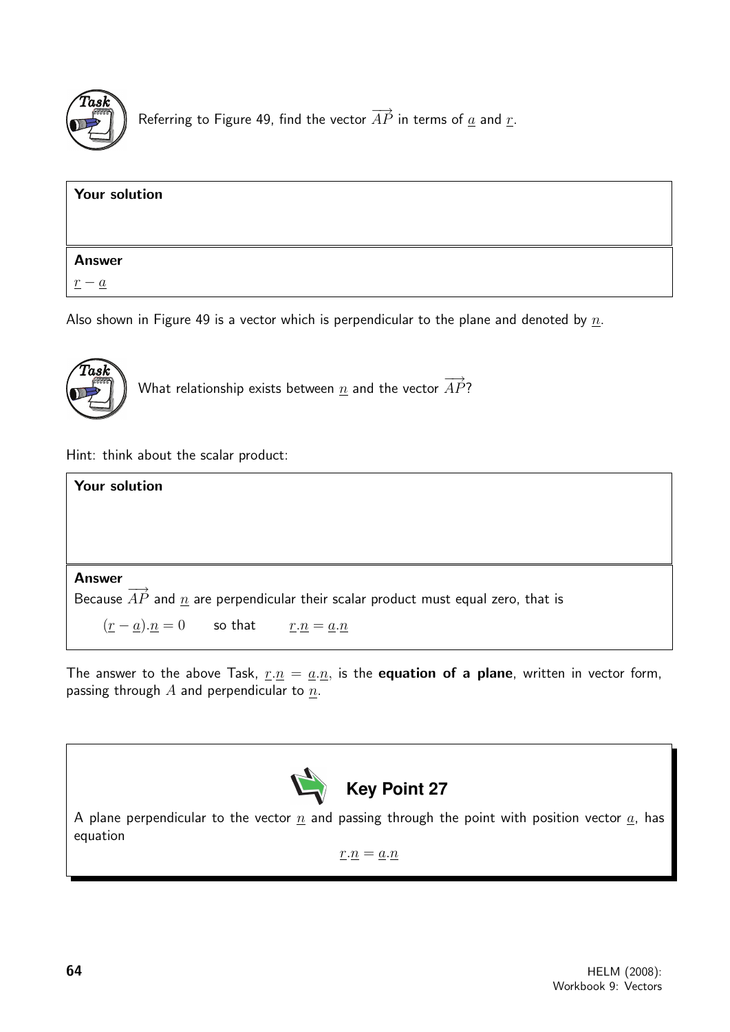**Task**

Referring to Figure 49, find the vector $\overrightarrow{AP}$ in terms of $\underline{a}$ and $\underline{r}$.

**Your solution**

**Answer**

$\underline{r} - \underline{a}$

Also shown in Figure 49 is a vector which is perpendicular to the plane and denoted by $\underline{n}$.

**Task**

What relationship exists between $\underline{n}$ and the vector $\overrightarrow{AP}$?

Hint: think about the scalar product:

**Your solution**

**Answer**

Because $\overrightarrow{AP}$ and $\underline{n}$ are perpendicular their scalar product must equal zero, that is

$(\underline{r} - \underline{a}).\underline{n} = 0$ so that $\underline{r}.\underline{n} = \underline{a}.\underline{n}$

The answer to the above Task, $\underline{r}.\underline{n} = \underline{a}.\underline{n}$, is the **equation of a plane**, written in vector form, passing through $A$ and perpendicular to $\underline{n}$.

**Key Point 27**

A plane perpendicular to the vector $\underline{n}$ and passing through the point with position vector $\underline{a}$, has equation

$$\underline{r}.\underline{n} = \underline{a}.\underline{n}$$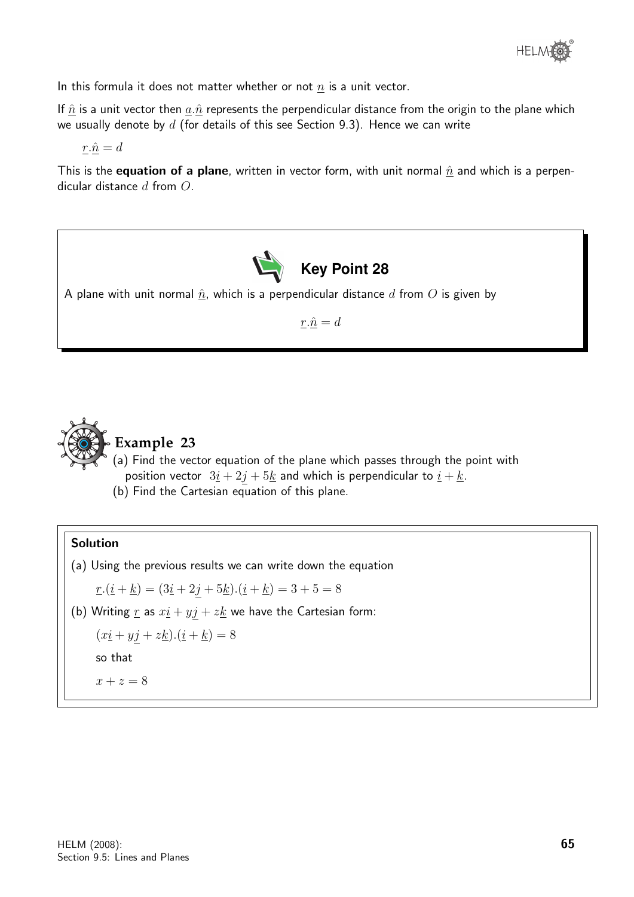In this formula it does not matter whether or not $\underline{n}$ is a unit vector.

If $\hat{\underline{n}}$ is a unit vector then $\underline{a}.\hat{\underline{n}}$ represents the perpendicular distance from the origin to the plane which we usually denote by $d$ (for details of this see Section 9.3). Hence we can write

$$\underline{r}.\hat{\underline{n}} = d$$

This is the **equation of a plane**, written in vector form, with unit normal $\hat{\underline{n}}$ and which is a perpendicular distance $d$ from $O$.

**Key Point 28**

A plane with unit normal $\hat{\underline{n}}$, which is a perpendicular distance $d$ from $O$ is given by

$$\underline{r}.\hat{\underline{n}} = d$$

**Example 23**

(a) Find the vector equation of the plane which passes through the point with position vector $3\underline{i} + 2\underline{j} + 5\underline{k}$ and which is perpendicular to $\underline{i} + \underline{k}$.

(b) Find the Cartesian equation of this plane.

**Solution**

(a) Using the previous results we can write down the equation

$$\underline{r}.(\underline{i} + \underline{k}) = (3\underline{i} + 2\underline{j} + 5\underline{k}).(\underline{i} + \underline{k}) = 3 + 5 = 8$$

(b) Writing $\underline{r}$ as $x\underline{i} + y\underline{j} + z\underline{k}$ we have the Cartesian form:

$$(x\underline{i} + y\underline{j} + z\underline{k}).(\underline{i} + \underline{k}) = 8$$

so that

$$x + z = 8$$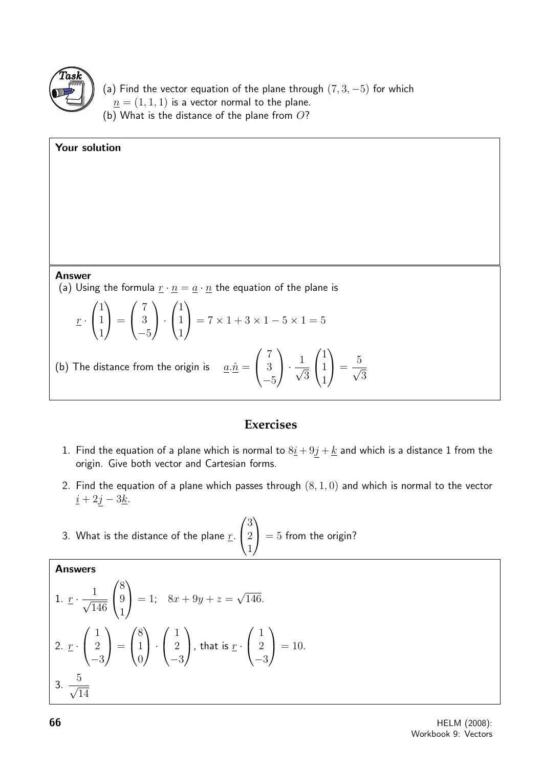**Task**

(a) Find the vector equation of the plane through $(7, 3, -5)$ for which $\underline{n} = (1, 1, 1)$ is a vector normal to the plane.

(b) What is the distance of the plane from $O$?

**Your solution**

**Answer**

(a) Using the formula $\underline{r} \cdot \underline{n} = \underline{a} \cdot \underline{n}$ the equation of the plane is

$$\underline{r} \cdot \begin{pmatrix} 1 \\ 1 \\ 1 \end{pmatrix} = \begin{pmatrix} 7 \\ 3 \\ -5 \end{pmatrix} \cdot \begin{pmatrix} 1 \\ 1 \\ 1 \end{pmatrix} = 7 \times 1 + 3 \times 1 - 5 \times 1 = 5$$

(b) The distance from the origin is $\quad \underline{a}.\underline{\hat{n}} = \begin{pmatrix} 7 \\ 3 \\ -5 \end{pmatrix} \cdot \dfrac{1}{\sqrt{3}} \begin{pmatrix} 1 \\ 1 \\ 1 \end{pmatrix} = \dfrac{5}{\sqrt{3}}$

## Exercises

1. Find the equation of a plane which is normal to $8\underline{i} + 9\underline{j} + \underline{k}$ and which is a distance 1 from the origin. Give both vector and Cartesian forms.

2. Find the equation of a plane which passes through $(8, 1, 0)$ and which is normal to the vector $\underline{i} + 2\underline{j} - 3\underline{k}$.

3. What is the distance of the plane $\underline{r}. \begin{pmatrix} 3 \\ 2 \\ 1 \end{pmatrix} = 5$ from the origin?

**Answers**

1. $\underline{r} \cdot \dfrac{1}{\sqrt{146}} \begin{pmatrix} 8 \\ 9 \\ 1 \end{pmatrix} = 1; \quad 8x + 9y + z = \sqrt{146}.$

2. $\underline{r} \cdot \begin{pmatrix} 1 \\ 2 \\ -3 \end{pmatrix} = \begin{pmatrix} 8 \\ 1 \\ 0 \end{pmatrix} \cdot \begin{pmatrix} 1 \\ 2 \\ -3 \end{pmatrix}$, that is $\underline{r} \cdot \begin{pmatrix} 1 \\ 2 \\ -3 \end{pmatrix} = 10.$

3. $\dfrac{5}{\sqrt{14}}$